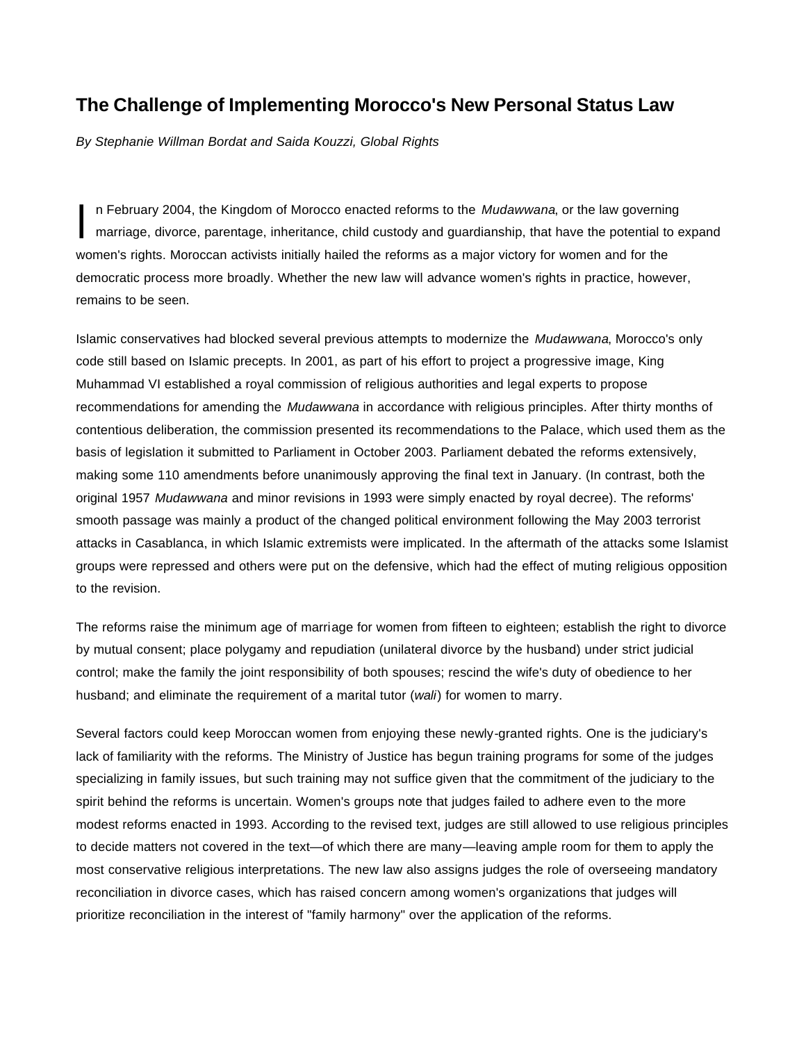# The Challenge of Implementing Morocco's New Personal Status Law

*By Stephanie Willman Bordat and Saida Kouzzi, Global Rights*

In February 2004, the Kingdom of Morocco enacted reforms to the *Mudawwana*, or the law governing marriage, divorce, parentage, inheritance, child custody and guardianship, that have the potential to expand women's rights. Moroccan activists initially hailed the reforms as a major victory for women and for the democratic process more broadly. Whether the new law will advance women's rights in practice, however, remains to be seen.

Islamic conservatives had blocked several previous attempts to modernize the *Mudawwana*, Morocco's only code still based on Islamic precepts. In 2001, as part of his effort to project a progressive image, King Muhammad VI established a royal commission of religious authorities and legal experts to propose recommendations for amending the *Mudawwana* in accordance with religious principles. After thirty months of contentious deliberation, the commission presented its recommendations to the Palace, which used them as the basis of legislation it submitted to Parliament in October 2003. Parliament debated the reforms extensively, making some 110 amendments before unanimously approving the final text in January. (In contrast, both the original 1957 *Mudawwana* and minor revisions in 1993 were simply enacted by royal decree). The reforms' smooth passage was mainly a product of the changed political environment following the May 2003 terrorist attacks in Casablanca, in which Islamic extremists were implicated. In the aftermath of the attacks some Islamist groups were repressed and others were put on the defensive, which had the effect of muting religious opposition to the revision.

The reforms raise the minimum age of marriage for women from fifteen to eighteen; establish the right to divorce by mutual consent; place polygamy and repudiation (unilateral divorce by the husband) under strict judicial control; make the family the joint responsibility of both spouses; rescind the wife's duty of obedience to her husband; and eliminate the requirement of a marital tutor (*wali*) for women to marry.

Several factors could keep Moroccan women from enjoying these newly-granted rights. One is the judiciary's lack of familiarity with the reforms. The Ministry of Justice has begun training programs for some of the judges specializing in family issues, but such training may not suffice given that the commitment of the judiciary to the spirit behind the reforms is uncertain. Women's groups note that judges failed to adhere even to the more modest reforms enacted in 1993. According to the revised text, judges are still allowed to use religious principles to decide matters not covered in the text—of which there are many—leaving ample room for them to apply the most conservative religious interpretations. The new law also assigns judges the role of overseeing mandatory reconciliation in divorce cases, which has raised concern among women's organizations that judges will prioritize reconciliation in the interest of "family harmony" over the application of the reforms.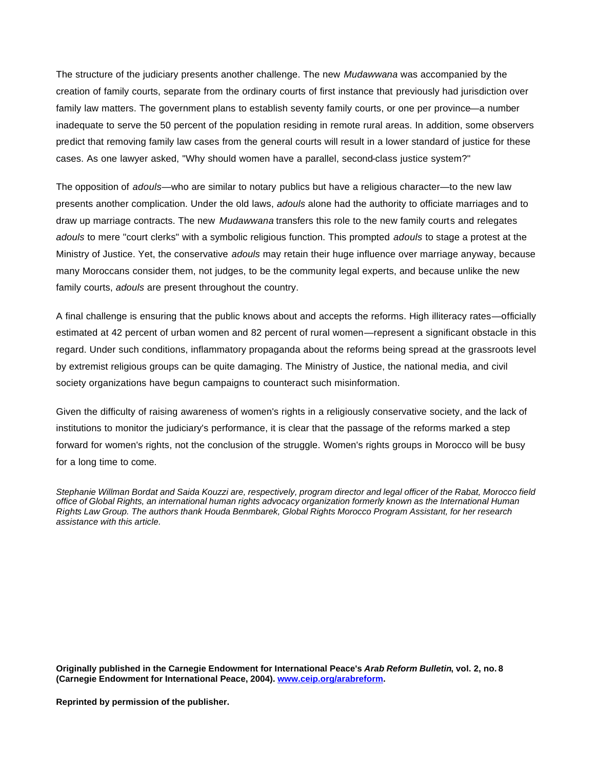The structure of the judiciary presents another challenge. The new *Mudawwana* was accompanied by the creation of family courts, separate from the ordinary courts of first instance that previously had jurisdiction over family law matters. The government plans to establish seventy family courts, or one per province—a number inadequate to serve the 50 percent of the population residing in remote rural areas. In addition, some observers predict that removing family law cases from the general courts will result in a lower standard of justice for these cases. As one lawyer asked, "Why should women have a parallel, second-class justice system?"

The opposition of *adouls*—who are similar to notary publics but have a religious character—to the new law presents another complication. Under the old laws, *adouls* alone had the authority to officiate marriages and to draw up marriage contracts. The new *Mudawwana* transfers this role to the new family courts and relegates *adouls* to mere "court clerks" with a symbolic religious function. This prompted *adouls* to stage a protest at the Ministry of Justice. Yet, the conservative *adouls* may retain their huge influence over marriage anyway, because many Moroccans consider them, not judges, to be the community legal experts, and because unlike the new family courts, *adouls* are present throughout the country.

A final challenge is ensuring that the public knows about and accepts the reforms. High illiteracy rates—officially estimated at 42 percent of urban women and 82 percent of rural women—represent a significant obstacle in this regard. Under such conditions, inflammatory propaganda about the reforms being spread at the grassroots level by extremist religious groups can be quite damaging. The Ministry of Justice, the national media, and civil society organizations have begun campaigns to counteract such misinformation.

Given the difficulty of raising awareness of women's rights in a religiously conservative society, and the lack of institutions to monitor the judiciary's performance, it is clear that the passage of the reforms marked a step forward for women's rights, not the conclusion of the struggle. Women's rights groups in Morocco will be busy for a long time to come.

*Stephanie Willman Bordat and Saida Kouzzi are, respectively, program director and legal officer of the Rabat, Morocco field office of Global Rights, an international human rights advocacy organization formerly known as the International Human Rights Law Group. The authors thank Houda Benmbarek, Global Rights Morocco Program Assistant, for her research assistance with this article.*

**Originally published in the Carnegie Endowment for International Peace's *Arab Reform Bulletin*, vol. 2, no. 8 (Carnegie Endowment for International Peace, 2004). [www.ceip.org/arabreform](http://www.ceip.org/arabreform).**

**Reprinted by permission of the publisher.**